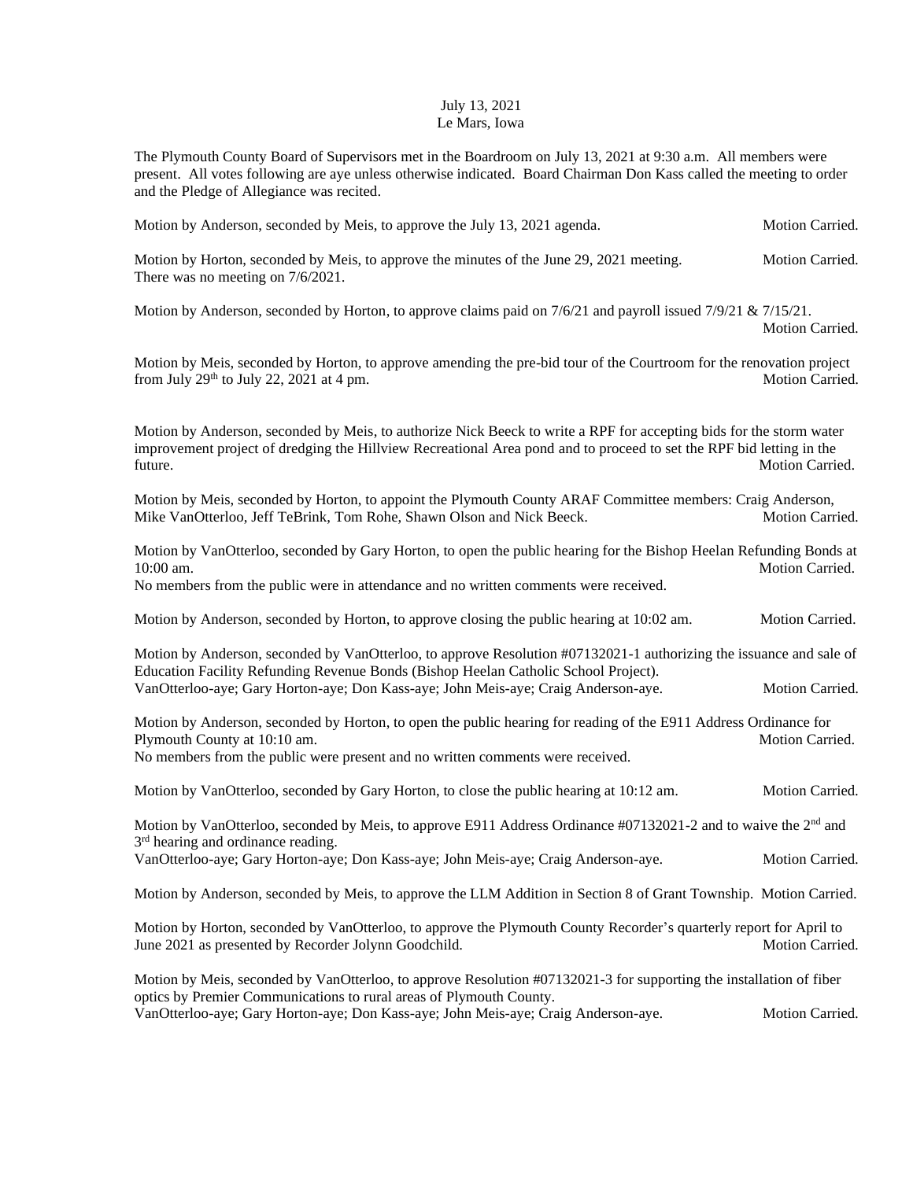July 13, 2021
Le Mars, Iowa

The Plymouth County Board of Supervisors met in the Boardroom on July 13, 2021 at 9:30 a.m. All members were present. All votes following are aye unless otherwise indicated. Board Chairman Don Kass called the meeting to order and the Pledge of Allegiance was recited.

Motion by Anderson, seconded by Meis, to approve the July 13, 2021 agenda. Motion Carried.

Motion by Horton, seconded by Meis, to approve the minutes of the June 29, 2021 meeting. Motion Carried.
There was no meeting on 7/6/2021.

Motion by Anderson, seconded by Horton, to approve claims paid on 7/6/21 and payroll issued 7/9/21 & 7/15/21. Motion Carried.

Motion by Meis, seconded by Horton, to approve amending the pre-bid tour of the Courtroom for the renovation project from July 29th to July 22, 2021 at 4 pm. Motion Carried.

Motion by Anderson, seconded by Meis, to authorize Nick Beeck to write a RPF for accepting bids for the storm water improvement project of dredging the Hillview Recreational Area pond and to proceed to set the RPF bid letting in the future. Motion Carried.

Motion by Meis, seconded by Horton, to appoint the Plymouth County ARAF Committee members: Craig Anderson, Mike VanOtterloo, Jeff TeBrink, Tom Rohe, Shawn Olson and Nick Beeck. Motion Carried.

Motion by VanOtterloo, seconded by Gary Horton, to open the public hearing for the Bishop Heelan Refunding Bonds at 10:00 am. Motion Carried.
No members from the public were in attendance and no written comments were received.

Motion by Anderson, seconded by Horton, to approve closing the public hearing at 10:02 am. Motion Carried.

Motion by Anderson, seconded by VanOtterloo, to approve Resolution #07132021-1 authorizing the issuance and sale of Education Facility Refunding Revenue Bonds (Bishop Heelan Catholic School Project).
VanOtterloo-aye; Gary Horton-aye; Don Kass-aye; John Meis-aye; Craig Anderson-aye. Motion Carried.

Motion by Anderson, seconded by Horton, to open the public hearing for reading of the E911 Address Ordinance for Plymouth County at 10:10 am. Motion Carried.
No members from the public were present and no written comments were received.

Motion by VanOtterloo, seconded by Gary Horton, to close the public hearing at 10:12 am. Motion Carried.

Motion by VanOtterloo, seconded by Meis, to approve E911 Address Ordinance #07132021-2 and to waive the 2nd and 3rd hearing and ordinance reading.
VanOtterloo-aye; Gary Horton-aye; Don Kass-aye; John Meis-aye; Craig Anderson-aye. Motion Carried.

Motion by Anderson, seconded by Meis, to approve the LLM Addition in Section 8 of Grant Township. Motion Carried.

Motion by Horton, seconded by VanOtterloo, to approve the Plymouth County Recorder's quarterly report for April to June 2021 as presented by Recorder Jolynn Goodchild. Motion Carried.

Motion by Meis, seconded by VanOtterloo, to approve Resolution #07132021-3 for supporting the installation of fiber optics by Premier Communications to rural areas of Plymouth County.
VanOtterloo-aye; Gary Horton-aye; Don Kass-aye; John Meis-aye; Craig Anderson-aye. Motion Carried.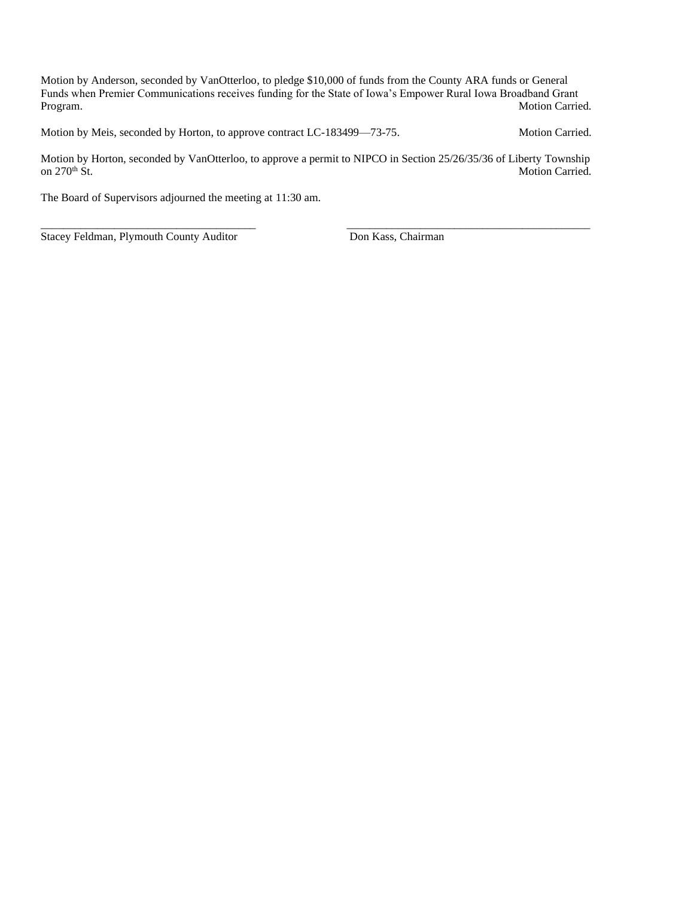Motion by Anderson, seconded by VanOtterloo, to pledge $10,000 of funds from the County ARA funds or General Funds when Premier Communications receives funding for the State of Iowa's Empower Rural Iowa Broadband Grant Program. Motion Carried.

Motion by Meis, seconded by Horton, to approve contract LC-183499—73-75. Motion Carried.

Motion by Horton, seconded by VanOtterloo, to approve a permit to NIPCO in Section 25/26/35/36 of Liberty Township on 270th St. Motion Carried.

The Board of Supervisors adjourned the meeting at 11:30 am.

______________________________________ ______________________________________

Stacey Feldman, Plymouth County Auditor Don Kass, Chairman